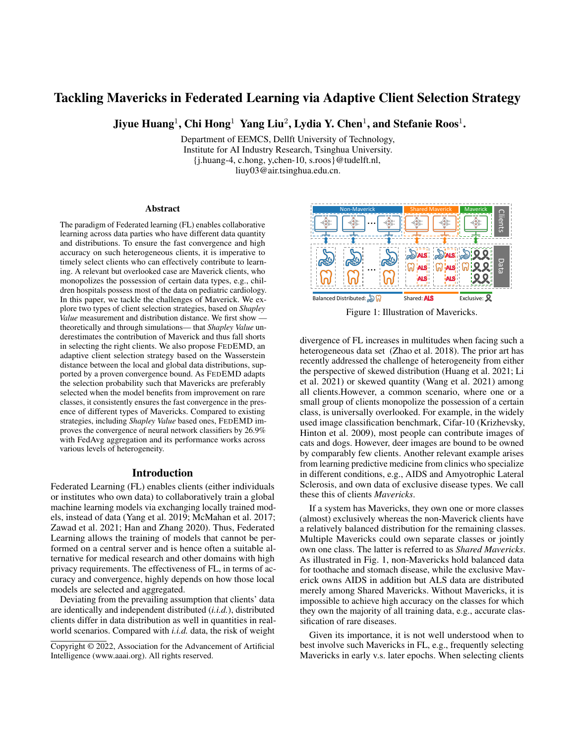# Tackling Mavericks in Federated Learning via Adaptive Client Selection Strategy

**Jiyue Huang**[1], **Chi Hong**[1] **Yang Liu**[2], **Lydia Y. Chen**[1], **and Stefanie Roos**[1].

Department of EEMCS, Dellft University of Technology,
Institute for AI Industry Research, Tsinghua University.
{j.huang-4, c.hong, y,chen-10, s.roos}@tudelft.nl,
liuy03@air.tsinghua.edu.cn.

## Abstract

The paradigm of Federated learning (FL) enables collaborative learning across data parties who have different data quantity and distributions. To ensure the fast convergence and high accuracy on such heterogeneous clients, it is imperative to timely select clients who can effectively contribute to learning. A relevant but overlooked case are Maverick clients, who monopolizes the possession of certain data types, e.g., children hospitals possess most of the data on pediatric cardiology. In this paper, we tackle the challenges of Maverick. We explore two types of client selection strategies, based on *Shapley Value* measurement and distribution distance. We first show — theoretically and through simulations— that *Shapley Value* underestimates the contribution of Maverick and thus fall shorts in selecting the right clients. We also propose FEDEMD, an adaptive client selection strategy based on the Wasserstein distance between the local and global data distributions, supported by a proven convergence bound. As FEDEMD adapts the selection probability such that Mavericks are preferably selected when the model benefits from improvement on rare classes, it consistently ensures the fast convergence in the presence of different types of Mavericks. Compared to existing strategies, including *Shapley Value* based ones, FEDEMD improves the convergence of neural network classifiers by 26.9% with FedAvg aggregation and its performance works across various levels of heterogeneity.

## Introduction

Federated Learning (FL) enables clients (either individuals or institutes who own data) to collaboratively train a global machine learning models via exchanging locally trained models, instead of data (Yang et al. 2019; McMahan et al. 2017; Zawad et al. 2021; Han and Zhang 2020). Thus, Federated Learning allows the training of models that cannot be performed on a central server and is hence often a suitable alternative for medical research and other domains with high privacy requirements. The effectiveness of FL, in terms of accuracy and convergence, highly depends on how those local models are selected and aggregated.

Deviating from the prevailing assumption that clients' data are identically and independent distributed (*i.i.d.*), distributed clients differ in data distribution as well in quantities in real-world scenarios. Compared with *i.i.d.* data, the risk of weight divergence of FL increases in multitudes when facing such a heterogeneous data set (Zhao et al. 2018). The prior art has recently addressed the challenge of heterogeneity from either the perspective of skewed distribution (Huang et al. 2021; Li et al. 2021) or skewed quantity (Wang et al. 2021) among all clients.However, a common scenario, where one or a small group of clients monopolize the possession of a certain class, is universally overlooked. For example, in the widely used image classification benchmark, Cifar-10 (Krizhevsky, Hinton et al. 2009), most people can contribute images of cats and dogs. However, deer images are bound to be owned by comparably few clients. Another relevant example arises from learning predictive medicine from clinics who specialize in different conditions, e.g., AIDS and Amyotrophic Lateral Sclerosis, and own data of exclusive disease types. We call these this of clients *Mavericks*.

Non-Maverick | Shared Maverick | Maverick | Clients | Data

Balanced Distributed: | Shared: ALS | Exclusive:

Figure 1: Illustration of Mavericks.

If a system has Mavericks, they own one or more classes (almost) exclusively whereas the non-Maverick clients have a relatively balanced distribution for the remaining classes. Multiple Mavericks could own separate classes or jointly own one class. The latter is referred to as *Shared Mavericks*. As illustrated in Fig. 1, non-Mavericks hold balanced data for toothache and stomach disease, while the exclusive Maverick owns AIDS in addition but ALS data are distributed merely among Shared Mavericks. Without Mavericks, it is impossible to achieve high accuracy on the classes for which they own the majority of all training data, e.g., accurate classification of rare diseases.

Given its importance, it is not well understood when to best involve such Mavericks in FL, e.g., frequently selecting Mavericks in early v.s. later epochs. When selecting clients

Copyright © 2022, Association for the Advancement of Artificial Intelligence (www.aaai.org). All rights reserved.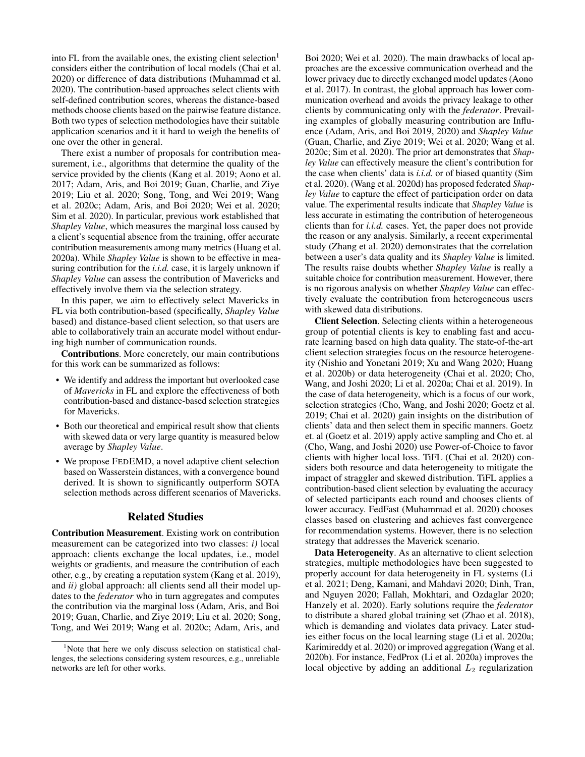into FL from the available ones, the existing client selection[1] considers either the contribution of local models (Chai et al. 2020) or difference of data distributions (Muhammad et al. 2020). The contribution-based approaches select clients with self-defined contribution scores, whereas the distance-based methods choose clients based on the pairwise feature distance. Both two types of selection methodologies have their suitable application scenarios and it it hard to weigh the benefits of one over the other in general.

There exist a number of proposals for contribution measurement, i.e., algorithms that determine the quality of the service provided by the clients (Kang et al. 2019; Aono et al. 2017; Adam, Aris, and Boi 2019; Guan, Charlie, and Ziye 2019; Liu et al. 2020; Song, Tong, and Wei 2019; Wang et al. 2020c; Adam, Aris, and Boi 2020; Wei et al. 2020; Sim et al. 2020). In particular, previous work established that *Shapley Value*, which measures the marginal loss caused by a client's sequential absence from the training, offer accurate contribution measurements among many metrics (Huang et al. 2020a). While *Shapley Value* is shown to be effective in measuring contribution for the *i.i.d.* case, it is largely unknown if *Shapley Value* can assess the contribution of Mavericks and effectively involve them via the selection strategy.

In this paper, we aim to effectively select Mavericks in FL via both contribution-based (specifically, *Shapley Value* based) and distance-based client selection, so that users are able to collaboratively train an accurate model without enduring high number of communication rounds.

**Contributions**. More concretely, our main contributions for this work can be summarized as follows:

- We identify and address the important but overlooked case of *Mavericks* in FL and explore the effectiveness of both contribution-based and distance-based selection strategies for Mavericks.
- Both our theoretical and empirical result show that clients with skewed data or very large quantity is measured below average by *Shapley Value*.
- We propose FEDEMD, a novel adaptive client selection based on Wasserstein distances, with a convergence bound derived. It is shown to significantly outperform SOTA selection methods across different scenarios of Mavericks.

## Related Studies

**Contribution Measurement**. Existing work on contribution measurement can be categorized into two classes: *i)* local approach: clients exchange the local updates, i.e., model weights or gradients, and measure the contribution of each other, e.g., by creating a reputation system (Kang et al. 2019), and *ii)* global approach: all clients send all their model updates to the *federator* who in turn aggregates and computes the contribution via the marginal loss (Adam, Aris, and Boi 2019; Guan, Charlie, and Ziye 2019; Liu et al. 2020; Song, Tong, and Wei 2019; Wang et al. 2020c; Adam, Aris, and Boi 2020; Wei et al. 2020). The main drawbacks of local approaches are the excessive communication overhead and the lower privacy due to directly exchanged model updates (Aono et al. 2017). In contrast, the global approach has lower communication overhead and avoids the privacy leakage to other clients by communicating only with the *federator*. Prevailing examples of globally measuring contribution are Influence (Adam, Aris, and Boi 2019, 2020) and *Shapley Value* (Guan, Charlie, and Ziye 2019; Wei et al. 2020; Wang et al. 2020c; Sim et al. 2020). The prior art demonstrates that *Shapley Value* can effectively measure the client's contribution for the case when clients' data is *i.i.d.* or of biased quantity (Sim et al. 2020). (Wang et al. 2020d) has proposed federated *Shapley Value* to capture the effect of participation order on data value. The experimental results indicate that *Shapley Value* is less accurate in estimating the contribution of heterogeneous clients than for *i.i.d.* cases. Yet, the paper does not provide the reason or any analysis. Similarly, a recent experimental study (Zhang et al. 2020) demonstrates that the correlation between a user's data quality and its *Shapley Value* is limited. The results raise doubts whether *Shapley Value* is really a suitable choice for contribution measurement. However, there is no rigorous analysis on whether *Shapley Value* can effectively evaluate the contribution from heterogeneous users with skewed data distributions.

**Client Selection**. Selecting clients within a heterogeneous group of potential clients is key to enabling fast and accurate learning based on high data quality. The state-of-the-art client selection strategies focus on the resource heterogeneity (Nishio and Yonetani 2019; Xu and Wang 2020; Huang et al. 2020b) or data heterogeneity (Chai et al. 2020; Cho, Wang, and Joshi 2020; Li et al. 2020a; Chai et al. 2019). In the case of data heterogeneity, which is a focus of our work, selection strategies (Cho, Wang, and Joshi 2020; Goetz et al. 2019; Chai et al. 2020) gain insights on the distribution of clients' data and then select them in specific manners. Goetz et. al (Goetz et al. 2019) apply active sampling and Cho et. al (Cho, Wang, and Joshi 2020) use Power-of-Choice to favor clients with higher local loss. TiFL (Chai et al. 2020) considers both resource and data heterogeneity to mitigate the impact of straggler and skewed distribution. TiFL applies a contribution-based client selection by evaluating the accuracy of selected participants each round and chooses clients of lower accuracy. FedFast (Muhammad et al. 2020) chooses classes based on clustering and achieves fast convergence for recommendation systems. However, there is no selection strategy that addresses the Maverick scenario.

**Data Heterogeneity**. As an alternative to client selection strategies, multiple methodologies have been suggested to properly account for data heterogeneity in FL systems (Li et al. 2021; Deng, Kamani, and Mahdavi 2020; Dinh, Tran, and Nguyen 2020; Fallah, Mokhtari, and Ozdaglar 2020; Hanzely et al. 2020). Early solutions require the *federator* to distribute a shared global training set (Zhao et al. 2018), which is demanding and violates data privacy. Later studies either focus on the local learning stage (Li et al. 2020a; Karimireddy et al. 2020) or improved aggregation (Wang et al. 2020b). For instance, FedProx (Li et al. 2020a) improves the local objective by adding an additional $L_2$ regularization

[1]Note that here we only discuss selection on statistical challenges, the selections considering system resources, e.g., unreliable networks are left for other works.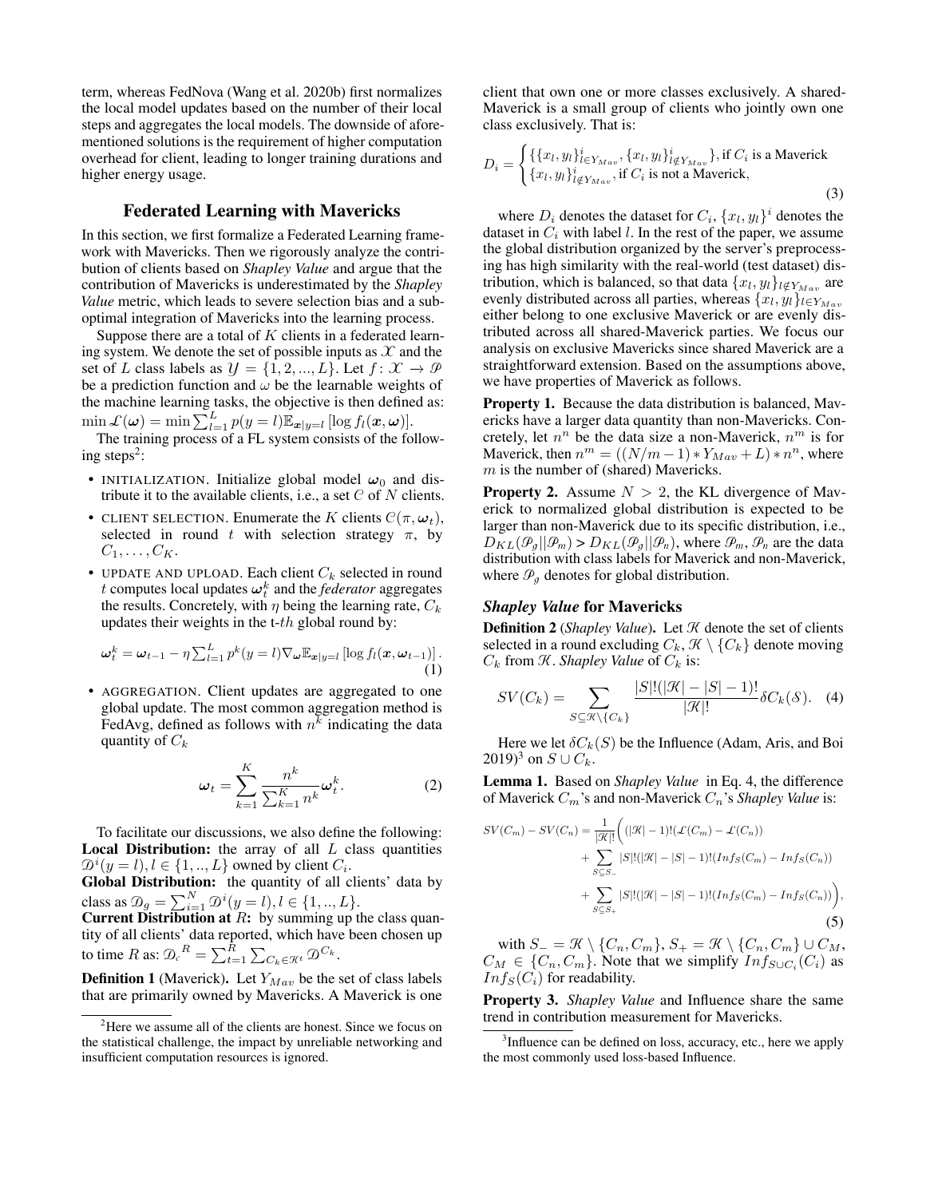term, whereas FedNova (Wang et al. 2020b) first normalizes the local model updates based on the number of their local steps and aggregates the local models. The downside of aforementioned solutions is the requirement of higher computation overhead for client, leading to longer training durations and higher energy usage.

## Federated Learning with Mavericks

In this section, we first formalize a Federated Learning framework with Mavericks. Then we rigorously analyze the contribution of clients based on *Shapley Value* and argue that the contribution of Mavericks is underestimated by the *Shapley Value* metric, which leads to severe selection bias and a suboptimal integration of Mavericks into the learning process.

Suppose there are a total of $K$ clients in a federated learning system. We denote the set of possible inputs as $\mathcal{X}$ and the set of $L$ class labels as $\mathcal{Y} = \{1, 2, ..., L\}$. Let $f\colon \mathcal{X} \to \mathcal{P}$ be a prediction function and $\omega$ be the learnable weights of the machine learning tasks, the objective is then defined as: $\min \mathcal{L}(\boldsymbol{\omega}) = \min \sum_{l=1}^{L} p(y=l)\mathbb{E}_{\boldsymbol{x}|y=l}\left[\log f_l(\boldsymbol{x}, \boldsymbol{\omega})\right]$.

The training process of a FL system consists of the following steps[2]:

- INITIALIZATION. Initialize global model $\boldsymbol{\omega}_0$ and distribute it to the available clients, i.e., a set $C$ of $N$ clients.
- CLIENT SELECTION. Enumerate the $K$ clients $C(\pi, \boldsymbol{\omega}_t)$, selected in round $t$ with selection strategy $\pi$, by $C_1, \ldots, C_K$.
- UPDATE AND UPLOAD. Each client $C_k$ selected in round $t$ computes local updates $\boldsymbol{\omega}_t^k$ and the *federator* aggregates the results. Concretely, with $\eta$ being the learning rate, $C_k$ updates their weights in the t-$th$ global round by:

$$\boldsymbol{\omega}_t^k = \boldsymbol{\omega}_{t-1} - \eta \sum_{l=1}^{L} p^k(y=l)\nabla_{\boldsymbol{\omega}}\mathbb{E}_{\boldsymbol{x}|y=l}\left[\log f_l(\boldsymbol{x}, \boldsymbol{\omega}_{t-1})\right]. \tag{1}$$

- AGGREGATION. Client updates are aggregated to one global update. The most common aggregation method is FedAvg, defined as follows with $n^k$ indicating the data quantity of $C_k$

$$\boldsymbol{\omega}_t = \sum_{k=1}^{K} \frac{n^k}{\sum_{k=1}^{K} n^k}\boldsymbol{\omega}_t^k. \tag{2}$$

To facilitate our discussions, we also define the following:
**Local Distribution:** the array of all $L$ class quantities $\mathcal{D}^i(y=l), l \in \{1, .., L\}$ owned by client $C_i$.
**Global Distribution:** the quantity of all clients' data by class as $\mathcal{D}_g = \sum_{i=1}^{N} \mathcal{D}^i(y=l), l \in \{1, .., L\}$.
**Current Distribution at $R$:** by summing up the class quantity of all clients' data reported, which have been chosen up to time $R$ as: $\mathcal{D}_c{}^R = \sum_{t=1}^{R}\sum_{C_k \in \mathcal{K}^t} \mathcal{D}^{C_k}$.

**Definition 1** (Maverick)**.** Let $Y_{Mav}$ be the set of class labels that are primarily owned by Mavericks. A Maverick is one client that own one or more classes exclusively. A shared-Maverick is a small group of clients who jointly own one class exclusively. That is:

$$D_i = \begin{cases} \{\{x_l, y_l\}^i_{l \in Y_{Mav}}, \{x_l, y_l\}^i_{l \notin Y_{Mav}}\}, \text{if } C_i \text{ is a Maverick} \\ \{x_l, y_l\}^i_{l \notin Y_{Mav}}, \text{if } C_i \text{ is not a Maverick}, \end{cases} \tag{3}$$

where $D_i$ denotes the dataset for $C_i$, $\{x_l, y_l\}^i$ denotes the dataset in $C_i$ with label $l$. In the rest of the paper, we assume the global distribution organized by the server's preprocessing has high similarity with the real-world (test dataset) distribution, which is balanced, so that data $\{x_l, y_l\}_{l \notin Y_{Mav}}$ are evenly distributed across all parties, whereas $\{x_l, y_l\}_{l \in Y_{Mav}}$ either belong to one exclusive Maverick or are evenly distributed across all shared-Maverick parties. We focus our analysis on exclusive Mavericks since shared Maverick are a straightforward extension. Based on the assumptions above, we have properties of Maverick as follows.

**Property 1.** Because the data distribution is balanced, Mavericks have a larger data quantity than non-Mavericks. Concretely, let $n^n$ be the data size a non-Maverick, $n^m$ is for Maverick, then $n^m = ((N/m - 1) * Y_{Mav} + L) * n^n$, where $m$ is the number of (shared) Mavericks.

**Property 2.** Assume $N > 2$, the KL divergence of Maverick to normalized global distribution is expected to be larger than non-Maverick due to its specific distribution, i.e., $D_{KL}(\mathcal{P}_g||\mathcal{P}_m) > D_{KL}(\mathcal{P}_g||\mathcal{P}_n)$, where $\mathcal{P}_m, \mathcal{P}_n$ are the data distribution with class labels for Maverick and non-Maverick, where $\mathcal{P}_g$ denotes for global distribution.

### *Shapley Value* for Mavericks

**Definition 2** (*Shapley Value*)**.** Let $\mathcal{K}$ denote the set of clients selected in a round excluding $C_k$, $\mathcal{K} \setminus \{C_k\}$ denote moving $C_k$ from $\mathcal{K}$. *Shapley Value* of $C_k$ is:

$$SV(C_k) = \sum_{S \subseteq \mathcal{K} \setminus \{C_k\}} \frac{|S|!(|\mathcal{K}| - |S| - 1)!}{|\mathcal{K}|!} \delta C_k(S). \tag{4}$$

Here we let $\delta C_k(S)$ be the Influence (Adam, Aris, and Boi 2019)[3] on $S \cup C_k$.

**Lemma 1.** Based on *Shapley Value* in Eq. 4, the difference of Maverick $C_m$'s and non-Maverick $C_n$'s *Shapley Value* is:

$$\begin{aligned} SV(C_m) - SV(C_n) = \frac{1}{|\mathcal{K}|!}\Bigg( &(|\mathcal{K}| - 1)!(\mathcal{L}(C_m) - \mathcal{L}(C_n)) \\ &+ \sum_{S \subseteq S_-} |S|!(|\mathcal{K}| - |S| - 1)!(Inf_S(C_m) - Inf_S(C_n)) \\ &+ \sum_{S \subseteq S_+} |S|!(|\mathcal{K}| - |S| - 1)!(Inf_S(C_m) - Inf_S(C_n))\Bigg), \end{aligned} \tag{5}$$

with $S_- = \mathcal{K} \setminus \{C_n, C_m\}$, $S_+ = \mathcal{K} \setminus \{C_n, C_m\} \cup C_M$, $C_M \in \{C_n, C_m\}$. Note that we simplify $Inf_{S \cup C_i}(C_i)$ as $Inf_S(C_i)$ for readability.

**Property 3.** *Shapley Value and Influence share the same trend in contribution measurement for Mavericks.*

[2] Here we assume all of the clients are honest. Since we focus on the statistical challenge, the impact by unreliable networking and insufficient computation resources is ignored.

[3] Influence can be defined on loss, accuracy, etc., here we apply the most commonly used loss-based Influence.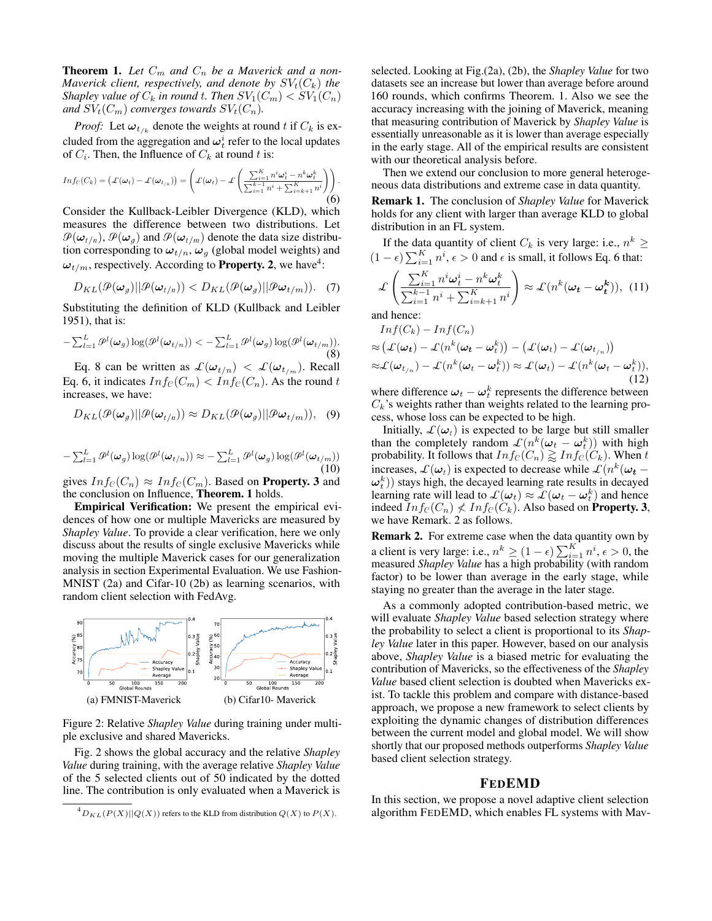**Theorem 1.** *Let $C_m$ and $C_n$ be a Maverick and a non-Maverick client, respectively, and denote by $SV_t(C_k)$ the Shapley value of $C_k$ in round $t$. Then $SV_1(C_m) < SV_1(C_n)$ and $SV_t(C_m)$ converges towards $SV_t(C_n)$.*

*Proof:* Let $\boldsymbol{\omega}_{t_{/k}}$ denote the weights at round $t$ if $C_k$ is excluded from the aggregation and $\boldsymbol{\omega}_t^i$ refer to the local updates of $C_i$. Then, the Influence of $C_k$ at round $t$ is:

$$Inf_C(C_k) = \left(\mathcal{L}(\boldsymbol{\omega}_t) - \mathcal{L}(\boldsymbol{\omega}_{t_{/k}})\right) = \left(\mathcal{L}(\boldsymbol{\omega}_t) - \mathcal{L}\left(\frac{\sum_{i=1}^{K} n^i \boldsymbol{\omega}_t^i - n^k \boldsymbol{\omega}_t^k}{\sum_{i=1}^{k-1} n^i + \sum_{i=k+1}^{K} n^i}\right)\right). \quad (6)$$

Consider the Kullback-Leibler Divergence (KLD), which measures the difference between two distributions. Let $\mathcal{P}(\boldsymbol{\omega}_{t/n})$, $\mathcal{P}(\boldsymbol{\omega}_g)$ and $\mathcal{P}(\boldsymbol{\omega}_{t/m})$ denote the data size distribution corresponding to $\boldsymbol{\omega}_{t/n}$, $\boldsymbol{\omega}_g$ (global model weights) and $\boldsymbol{\omega}_{t/m}$, respectively. According to **Property. 2**, we have[4]:

$$D_{KL}(\mathcal{P}(\boldsymbol{\omega}_g)||\mathcal{P}(\boldsymbol{\omega}_{t/n})) < D_{KL}(\mathcal{P}(\boldsymbol{\omega}_g)||\mathcal{P}\boldsymbol{\omega}_{t/m})). \quad (7)$$

Substituting the definition of KLD (Kullback and Leibler 1951), that is:

$$-\sum_{l=1}^{L} \mathcal{P}^l(\boldsymbol{\omega}_g) \log(\mathcal{P}^l(\boldsymbol{\omega}_{t/n})) < -\sum_{l=1}^{L} \mathcal{P}^l(\boldsymbol{\omega}_g) \log(\mathcal{P}^l(\boldsymbol{\omega}_{t/m})). \quad (8)$$

Eq. 8 can be written as $\mathcal{L}(\boldsymbol{\omega}_{t/n}) < \mathcal{L}(\boldsymbol{\omega}_{t/m})$. Recall Eq. 6, it indicates $Inf_C(C_m) < Inf_C(C_n)$. As the round $t$ increases, we have:

$$D_{KL}(\mathcal{P}(\boldsymbol{\omega}_g)||\mathcal{P}(\boldsymbol{\omega}_{t/n})) \approx D_{KL}(\mathcal{P}(\boldsymbol{\omega}_g)||\mathcal{P}\boldsymbol{\omega}_{t/m})), \quad (9)$$

$$-\sum_{l=1}^{L} \mathcal{P}^l(\boldsymbol{\omega}_g) \log(\mathcal{P}^l(\boldsymbol{\omega}_{t/n})) \approx -\sum_{l=1}^{L} \mathcal{P}^l(\boldsymbol{\omega}_g) \log(\mathcal{P}^l(\boldsymbol{\omega}_{t/m})) \quad (10)$$

gives $Inf_C(C_n) \approx Inf_C(C_m)$. Based on **Property. 3** and the conclusion on Influence, **Theorem. 1** holds.

**Empirical Verification:** We present the empirical evidences of how one or multiple Mavericks are measured by *Shapley Value*. To provide a clear verification, here we only discuss about the results of single exclusive Mavericks while moving the multiple Maverick cases for our generalization analysis in section Experimental Evaluation. We use Fashion-MNIST (2a) and Cifar-10 (2b) as learning scenarios, with random client selection with FedAvg.

Accuracy (%)
Shapley Value
Global Rounds
Accuracy
Shapley Value
Average

(a) FMNIST-Maverick

(b) Cifar10- Maverick

Figure 2: Relative *Shapley Value* during training under multiple exclusive and shared Mavericks.

Fig. 2 shows the global accuracy and the relative *Shapley Value* during training, with the average relative *Shapley Value* of the 5 selected clients out of 50 indicated by the dotted line. The contribution is only evaluated when a Maverick is selected. Looking at Fig.(2a), (2b), the *Shapley Value* for two datasets see an increase but lower than average before around 160 rounds, which confirms Theorem. 1. Also we see the accuracy increasing with the joining of Maverick, meaning that measuring contribution of Maverick by *Shapley Value* is essentially unreasonable as it is lower than average especially in the early stage. All of the empirical results are consistent with our theoretical analysis before.

Then we extend our conclusion to more general heterogeneous data distributions and extreme case in data quantity.

**Remark 1.** The conclusion of *Shapley Value* for Maverick holds for any client with larger than average KLD to global distribution in an FL system.

If the data quantity of client $C_k$ is very large: i.e., $n^k \geq (1-\epsilon)\sum_{i=1}^{K} n^i$, $\epsilon > 0$ and $\epsilon$ is small, it follows Eq. 6 that:

$$\mathcal{L}\left(\frac{\sum_{i=1}^{K} n^i \boldsymbol{\omega}_t^i - n^k \boldsymbol{\omega}_t^k}{\sum_{i=1}^{k-1} n^i + \sum_{i=k+1}^{K} n^i}\right) \approx \mathcal{L}(n^k(\boldsymbol{\omega_t} - \boldsymbol{\omega_t^k})), \quad (11)$$

and hence:

$$\begin{aligned}
&Inf(C_k) - Inf(C_n) \\
&\approx \left(\mathcal{L}(\boldsymbol{\omega_t}) - \mathcal{L}(n^k(\boldsymbol{\omega_t} - \boldsymbol{\omega}_t^k))\right) - \left(\mathcal{L}(\boldsymbol{\omega}_t) - \mathcal{L}(\boldsymbol{\omega}_{t_{/n}})\right) \\
&\approx \mathcal{L}(\boldsymbol{\omega}_{t_{/n}}) - \mathcal{L}(n^k(\boldsymbol{\omega}_t - \boldsymbol{\omega}_t^k)) \approx \mathcal{L}(\boldsymbol{\omega}_t) - \mathcal{L}(n^k(\boldsymbol{\omega}_t - \boldsymbol{\omega}_t^k)),
\end{aligned} \quad (12)$$

where difference $\boldsymbol{\omega}_t - \boldsymbol{\omega}_t^k$ represents the difference between $C_k$'s weights rather than weights related to the learning process, whose loss can be expected to be high.

Initially, $\mathcal{L}(\boldsymbol{\omega}_t)$ is expected to be large but still smaller than the completely random $\mathcal{L}(n^k(\boldsymbol{\omega}_t - \boldsymbol{\omega}_t^k))$ with high probability. It follows that $Inf_C(C_n) \gtrapprox Inf_C(C_k)$. When $t$ increases, $\mathcal{L}(\boldsymbol{\omega}_t)$ is expected to decrease while $\mathcal{L}(n^k(\boldsymbol{\omega_t} - \boldsymbol{\omega}_t^k))$ stays high, the decayed learning rate results in decayed learning rate will lead to $\mathcal{L}(\boldsymbol{\omega}_t) \approx \mathcal{L}(\boldsymbol{\omega}_t - \boldsymbol{\omega}_t^k)$ and hence indeed $Inf_C(C_n) \not< Inf_C(C_k)$. Also based on **Property. 3**, we have Remark. 2 as follows.

**Remark 2.** For extreme case when the data quantity own by a client is very large: i.e., $n^k \geq (1-\epsilon)\sum_{i=1}^{K} n^i$, $\epsilon > 0$, the measured *Shapley Value* has a high probability (with random factor) to be lower than average in the early stage, while staying no greater than the average in the later stage.

As a commonly adopted contribution-based metric, we will evaluate *Shapley Value* based selection strategy where the probability to select a client is proportional to its *Shapley Value* later in this paper. However, based on our analysis above, *Shapley Value* is a biased metric for evaluating the contribution of Mavericks, so the effectiveness of the *Shapley Value* based client selection is doubted when Mavericks exist. To tackle this problem and compare with distance-based approach, we propose a new framework to select clients by exploiting the dynamic changes of distribution differences between the current model and global model. We will show shortly that our proposed methods outperforms *Shapley Value* based client selection strategy.

## FedEMD

In this section, we propose a novel adaptive client selection algorithm FedEMD, which enables FL systems with Mav-

[4] $D_{KL}(P(X)||Q(X))$ refers to the KLD from distribution $Q(X)$ to $P(X)$.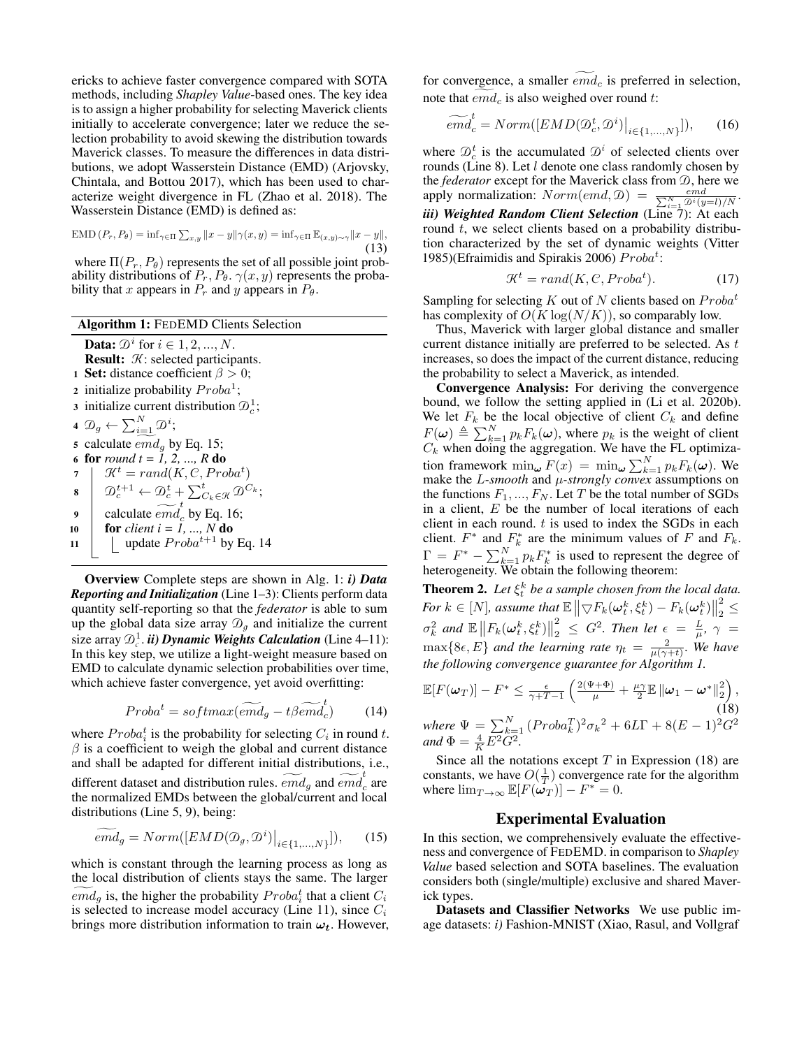ericks to achieve faster convergence compared with SOTA methods, including *Shapley Value*-based ones. The key idea is to assign a higher probability for selecting Maverick clients initially to accelerate convergence; later we reduce the selection probability to avoid skewing the distribution towards Maverick classes. To measure the differences in data distributions, we adopt Wasserstein Distance (EMD) (Arjovsky, Chintala, and Bottou 2017), which has been used to characterize weight divergence in FL (Zhao et al. 2018). The Wasserstein Distance (EMD) is defined as:

$$\mathrm{EMD}\left(P_r, P_\theta\right) = \inf_{\gamma \in \Pi} \sum_{x,y} \|x-y\| \gamma(x,y) = \inf_{\gamma \in \Pi} \mathbb{E}_{(x,y)\sim\gamma} \|x-y\|, \tag{13}$$

where $\Pi(P_r, P_\theta)$ represents the set of all possible joint probability distributions of $P_r, P_\theta$. $\gamma(x, y)$ represents the probability that $x$ appears in $P_r$ and $y$ appears in $P_\theta$.

**Algorithm 1:** FEDEMD Clients Selection

```
Data: D^i for i ∈ 1, 2, ..., N.
Result: K: selected participants.
1  Set: distance coefficient β > 0;
2  initialize probability Proba^1;
3  initialize current distribution D_c^1;
4  D_g ← Σ_{i=1}^N D^i;
5  calculate emd~_g by Eq. 15;
6  for round t = 1, 2, ..., R do
7      K^t = rand(K, C, Proba^t)
8      D_c^{t+1} ← D_c^t + Σ_{C_k ∈ K}^t D^{C_k};
9      calculate emd~_c^t by Eq. 16;
10     for client i = 1, ..., N do
11         update Proba^{t+1} by Eq. 14
```

**Overview** Complete steps are shown in Alg. 1: ***i) Data Reporting and Initialization*** (Line 1–3): Clients perform data quantity self-reporting so that the *federator* is able to sum up the global data size array $\mathcal{D}_g$ and initialize the current size array $\mathcal{D}_c^1$. ***ii) Dynamic Weights Calculation*** (Line 4–11): In this key step, we utilize a light-weight measure based on EMD to calculate dynamic selection probabilities over time, which achieve faster convergence, yet avoid overfitting:

$$Proba^t = softmax(\widetilde{emd}_g - t\beta\widetilde{emd}_c^t) \tag{14}$$

where $Proba_i^t$ is the probability for selecting $C_i$ in round $t$. $\beta$ is a coefficient to weigh the global and current distance and shall be adapted for different initial distributions, i.e., different dataset and distribution rules. $\widetilde{emd}_g$ and $\widetilde{emd}_c^t$ are the normalized EMDs between the global/current and local distributions (Line 5, 9), being:

$$\widetilde{emd}_g = Norm([EMD(\mathcal{D}_g, \mathcal{D}^i)\big|_{i\in\{1,\dots,N\}}]), \tag{15}$$

which is constant through the learning process as long as the local distribution of clients stays the same. The larger $\widetilde{emd}_g$ is, the higher the probability $Proba_i^t$ that a client $C_i$ is selected to increase model accuracy (Line 11), since $C_i$ brings more distribution information to train $\boldsymbol{\omega_t}$. However, for convergence, a smaller $\widetilde{emd}_c$ is preferred in selection, note that $\widetilde{emd}_c$ is also weighed over round $t$:

$$\widetilde{emd}_c^t = Norm([EMD(\mathcal{D}_c^t, \mathcal{D}^i)\big|_{i\in\{1,\dots,N\}}]), \tag{16}$$

where $\mathcal{D}_c^t$ is the accumulated $\mathcal{D}^i$ of selected clients over rounds (Line 8). Let $l$ denote one class randomly chosen by the *federator* except for the Maverick class from $\mathcal{D}$, here we apply normalization: $Norm(emd, \mathcal{D}) = \frac{emd}{\sum_{i=1}^N \mathcal{D}^i(y=l)/N}$.

***iii) Weighted Random Client Selection*** (Line 7): At each round $t$, we select clients based on a probability distribution characterized by the set of dynamic weights (Vitter 1985)(Efraimidis and Spirakis 2006) $Proba^t$:

$$\mathcal{K}^t = rand(K, \mathcal{C}, Proba^t). \tag{17}$$

Sampling for selecting $K$ out of $N$ clients based on $Proba^t$ has complexity of $O(K\log(N/K))$, so comparably low.

Thus, Maverick with larger global distance and smaller current distance initially are preferred to be selected. As $t$ increases, so does the impact of the current distance, reducing the probability to select a Maverick, as intended.

**Convergence Analysis:** For deriving the convergence bound, we follow the setting applied in (Li et al. 2020b). We let $F_k$ be the local objective of client $C_k$ and define $F(\boldsymbol{\omega}) \triangleq \sum_{k=1}^N p_k F_k(\boldsymbol{\omega})$, where $p_k$ is the weight of client $C_k$ when doing the aggregation. We have the FL optimization framework $\min_{\boldsymbol{\omega}} F(x) = \min_{\boldsymbol{\omega}} \sum_{k=1}^N p_k F_k(\boldsymbol{\omega})$. We make the *L-smooth* and *μ-strongly convex* assumptions on the functions $F_1, ..., F_N$. Let $T$ be the total number of SGDs in a client, $E$ be the number of local iterations of each client in each round. $t$ is used to index the SGDs in each client. $F^*$ and $F_k^*$ are the minimum values of $F$ and $F_k$. $\Gamma = F^* - \sum_{k=1}^N p_k F_k^*$ is used to represent the degree of heterogeneity. We obtain the following theorem:

**Theorem 2.** *Let $\xi_t^k$ be a sample chosen from the local data. For $k \in [N]$, assume that $\mathbb{E}\left\|\bigtriangledown F_k(\boldsymbol{\omega}_t^k, \xi_t^k) - F_k(\boldsymbol{\omega}_t^k)\right\|_2^2 \leq \sigma_k^2$ and $\mathbb{E}\left\|F_k(\boldsymbol{\omega}_t^k, \xi_t^k)\right\|_2^2 \leq G^2$. Then let $\epsilon = \frac{L}{\mu}$, $\gamma = \max\{8\epsilon, E\}$ and the learning rate $\eta_t = \frac{2}{\mu(\gamma+t)}$. We have the following convergence guarantee for Algorithm 1.*

$$\mathbb{E}[F(\boldsymbol{\omega}_T)] - F^* \leq \frac{\epsilon}{\gamma+T-1}\left(\frac{2(\Psi+\Phi)}{\mu} + \frac{\mu\gamma}{2}\mathbb{E}\left\|\boldsymbol{\omega}_1 - \boldsymbol{\omega}^*\right\|_2^2\right), \tag{18}$$

*where $\Psi = \sum_{k=1}^N (Proba_k^T)^2 {\sigma_k}^2 + 6L\Gamma + 8(E-1)^2G^2$ and $\Phi = \frac{4}{K}E^2G^2$.*

Since all the notations except $T$ in Expression (18) are constants, we have $O(\frac{1}{T})$ convergence rate for the algorithm where $\lim_{T\to\infty}\mathbb{E}[F(\boldsymbol{\omega}_T)] - F^* = 0$.

## Experimental Evaluation

In this section, we comprehensively evaluate the effectiveness and convergence of FEDEMD. in comparison to *Shapley Value* based selection and SOTA baselines. The evaluation considers both (single/multiple) exclusive and shared Maverick types.

**Datasets and Classifier Networks** We use public image datasets: *i)* Fashion-MNIST (Xiao, Rasul, and Vollgraf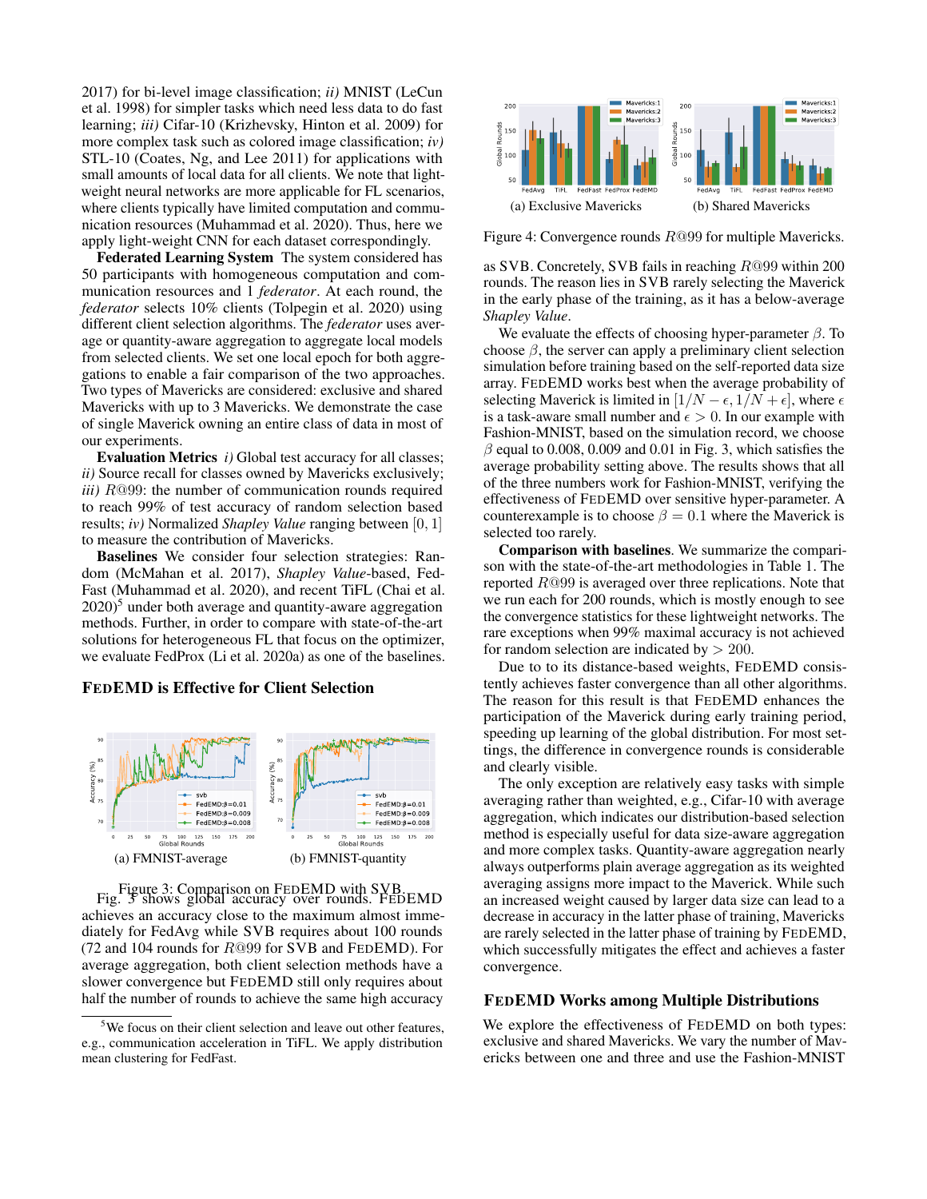2017) for bi-level image classification; *ii)* MNIST (LeCun et al. 1998) for simpler tasks which need less data to do fast learning; *iii)* Cifar-10 (Krizhevsky, Hinton et al. 2009) for more complex task such as colored image classification; *iv)* STL-10 (Coates, Ng, and Lee 2011) for applications with small amounts of local data for all clients. We note that light-weight neural networks are more applicable for FL scenarios, where clients typically have limited computation and communication resources (Muhammad et al. 2020). Thus, here we apply light-weight CNN for each dataset correspondingly.

**Federated Learning System** The system considered has 50 participants with homogeneous computation and communication resources and 1 *federator*. At each round, the *federator* selects 10% clients (Tolpegin et al. 2020) using different client selection algorithms. The *federator* uses average or quantity-aware aggregation to aggregate local models from selected clients. We set one local epoch for both aggregations to enable a fair comparison of the two approaches. Two types of Mavericks are considered: exclusive and shared Mavericks with up to 3 Mavericks. We demonstrate the case of single Maverick owning an entire class of data in most of our experiments.

**Evaluation Metrics** *i)* Global test accuracy for all classes; *ii)* Source recall for classes owned by Mavericks exclusively; *iii)* $R@99$: the number of communication rounds required to reach 99% of test accuracy of random selection based results; *iv)* Normalized *Shapley Value* ranging between $[0, 1]$ to measure the contribution of Mavericks.

**Baselines** We consider four selection strategies: Random (McMahan et al. 2017), *Shapley Value*-based, FedFast (Muhammad et al. 2020), and recent TiFL (Chai et al. 2020)[5] under both average and quantity-aware aggregation methods. Further, in order to compare with state-of-the-art solutions for heterogeneous FL that focus on the optimizer, we evaluate FedProx (Li et al. 2020a) as one of the baselines.

## FEDEMD is Effective for Client Selection

Accuracy (%)
Global Rounds
svb
FedEMD:β=0.01
FedEMD:β=0.009
FedEMD:β=0.008

(a) FMNIST-average

(b) FMNIST-quantity

Figure 3: Comparison on FEDEMD with SVB.

Fig. 3 shows global accuracy over rounds. FEDEMD achieves an accuracy close to the maximum almost immediately for FedAvg while SVB requires about 100 rounds (72 and 104 rounds for $R@99$ for SVB and FEDEMD). For average aggregation, both client selection methods have a slower convergence but FEDEMD still only requires about half the number of rounds to achieve the same high accuracy as SVB. Concretely, SVB fails in reaching $R@99$ within 200 rounds. The reason lies in SVB rarely selecting the Maverick in the early phase of the training, as it has a below-average *Shapley Value*.

Global Rounds
Mavericks:1
Mavericks:2
Mavericks:3
FedAvg TiFL FedFast FedProx FedEMD

(a) Exclusive Mavericks

(b) Shared Mavericks

Figure 4: Convergence rounds $R@99$ for multiple Mavericks.

We evaluate the effects of choosing hyper-parameter $\beta$. To choose $\beta$, the server can apply a preliminary client selection simulation before training based on the self-reported data size array. FEDEMD works best when the average probability of selecting Maverick is limited in $[1/N - \epsilon, 1/N + \epsilon]$, where $\epsilon$ is a task-aware small number and $\epsilon > 0$. In our example with Fashion-MNIST, based on the simulation record, we choose $\beta$ equal to 0.008, 0.009 and 0.01 in Fig. 3, which satisfies the average probability setting above. The results shows that all of the three numbers work for Fashion-MNIST, verifying the effectiveness of FEDEMD over sensitive hyper-parameter. A counterexample is to choose $\beta = 0.1$ where the Maverick is selected too rarely.

**Comparison with baselines**. We summarize the comparison with the state-of-the-art methodologies in Table 1. The reported $R@99$ is averaged over three replications. Note that we run each for 200 rounds, which is mostly enough to see the convergence statistics for these lightweight networks. The rare exceptions when 99% maximal accuracy is not achieved for random selection are indicated by $> 200$.

Due to to its distance-based weights, FEDEMD consistently achieves faster convergence than all other algorithms. The reason for this result is that FEDEMD enhances the participation of the Maverick during early training period, speeding up learning of the global distribution. For most settings, the difference in convergence rounds is considerable and clearly visible.

The only exception are relatively easy tasks with simple averaging rather than weighted, e.g., Cifar-10 with average aggregation, which indicates our distribution-based selection method is especially useful for data size-aware aggregation and more complex tasks. Quantity-aware aggregation nearly always outperforms plain average aggregation as its weighted averaging assigns more impact to the Maverick. While such an increased weight caused by larger data size can lead to a decrease in accuracy in the latter phase of training, Mavericks are rarely selected in the latter phase of training by FEDEMD, which successfully mitigates the effect and achieves a faster convergence.

## FEDEMD Works among Multiple Distributions

We explore the effectiveness of FEDEMD on both types: exclusive and shared Mavericks. We vary the number of Mavericks between one and three and use the Fashion-MNIST

[5] We focus on their client selection and leave out other features, e.g., communication acceleration in TiFL. We apply distribution mean clustering for FedFast.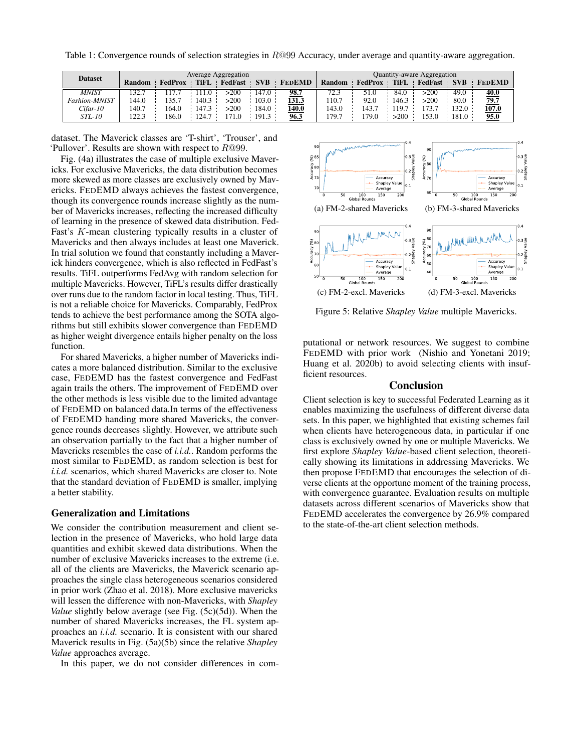Table 1: Convergence rounds of selection strategies in $R$@99 Accuracy, under average and quantity-aware aggregation.

| Dataset | Average Aggregation | | | | | | Quantity-aware Aggregation | | | | | |
|---|---|---|---|---|---|---|---|---|---|---|---|---|
| | Random | FedProx | TiFL | FedFast | SVB | FEDEMD | Random | FedProx | TiFL | FedFast | SVB | FEDEMD |
| *MNIST* | 132.7 | 117.7 | 111.0 | >200 | 147.0 | **98.7** | 72.3 | 51.0 | 84.0 | >200 | 49.0 | **40.0** |
| *Fashion-MNIST* | 144.0 | 135.7 | 140.3 | >200 | 103.0 | **131.3** | 110.7 | 92.0 | 146.3 | >200 | 80.0 | **79.7** |
| *Cifar-10* | 140.7 | 164.0 | 147.3 | >200 | 184.0 | **140.0** | 143.0 | 143.7 | 119.7 | 173.7 | 132.0 | **107.0** |
| *STL-10* | 122.3 | 186.0 | 124.7 | 171.0 | 191.3 | **96.3** | 179.7 | 179.0 | >200 | 153.0 | 181.0 | **95.0** |

dataset. The Maverick classes are 'T-shirt', 'Trouser', and 'Pullover'. Results are shown with respect to $R$@99.

Fig. (4a) illustrates the case of multiple exclusive Mavericks. For exclusive Mavericks, the data distribution becomes more skewed as more classes are exclusively owned by Mavericks. FEDEMD always achieves the fastest convergence, though its convergence rounds increase slightly as the number of Mavericks increases, reflecting the increased difficulty of learning in the presence of skewed data distribution. FedFast's $K$-mean clustering typically results in a cluster of Mavericks and then always includes at least one Maverick. In trial solution we found that constantly including a Maverick hinders convergence, which is also reflected in FedFast's results. TiFL outperforms FedAvg with random selection for multiple Mavericks. However, TiFL's results differ drastically over runs due to the random factor in local testing. Thus, TiFL is not a reliable choice for Mavericks. Comparably, FedProx tends to achieve the best performance among the SOTA algorithms but still exhibits slower convergence than FEDEMD as higher weight divergence entails higher penalty on the loss function.

For shared Mavericks, a higher number of Mavericks indicates a more balanced distribution. Similar to the exclusive case, FEDEMD has the fastest convergence and FedFast again trails the others. The improvement of FEDEMD over the other methods is less visible due to the limited advantage of FEDEMD on balanced data.In terms of the effectiveness of FEDEMD handing more shared Mavericks, the convergence rounds decreases slightly. However, we attribute such an observation partially to the fact that a higher number of Mavericks resembles the case of *i.i.d.*. Random performs the most similar to FEDEMD, as random selection is best for *i.i.d.* scenarios, which shared Mavericks are closer to. Note that the standard deviation of FEDEMD is smaller, implying a better stability.

## Generalization and Limitations

We consider the contribution measurement and client selection in the presence of Mavericks, who hold large data quantities and exhibit skewed data distributions. When the number of exclusive Mavericks increases to the extreme (i.e. all of the clients are Mavericks, the Maverick scenario approaches the single class heterogeneous scenarios considered in prior work (Zhao et al. 2018). More exclusive mavericks will lessen the difference with non-Mavericks, with *Shapley Value* slightly below average (see Fig. (5c)(5d)). When the number of shared Mavericks increases, the FL system approaches an *i.i.d.* scenario. It is consistent with our shared Maverick results in Fig. (5a)(5b) since the relative *Shapley Value* approaches average.

In this paper, we do not consider differences in computational or network resources. We suggest to combine FEDEMD with prior work (Nishio and Yonetani 2019; Huang et al. 2020b) to avoid selecting clients with insufficient resources.

(a) FM-2-shared Mavericks (b) FM-3-shared Mavericks

(c) FM-2-excl. Mavericks (d) FM-3-excl. Mavericks

Figure 5: Relative *Shapley Value* multiple Mavericks.

## Conclusion

Client selection is key to successful Federated Learning as it enables maximizing the usefulness of different diverse data sets. In this paper, we highlighted that existing schemes fail when clients have heterogeneous data, in particular if one class is exclusively owned by one or multiple Mavericks. We first explore *Shapley Value*-based client selection, theoretically showing its limitations in addressing Mavericks. We then propose FEDEMD that encourages the selection of diverse clients at the opportune moment of the training process, with convergence guarantee. Evaluation results on multiple datasets across different scenarios of Mavericks show that FEDEMD accelerates the convergence by 26.9% compared to the state-of-the-art client selection methods.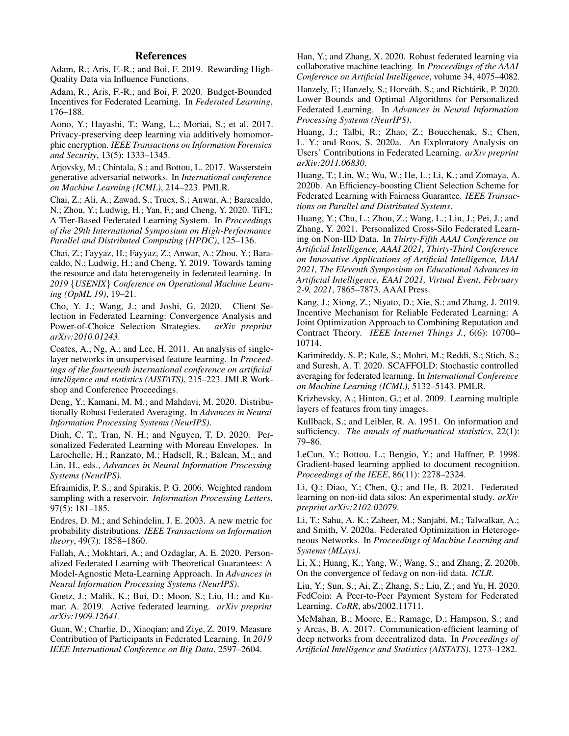## References

Adam, R.; Aris, F.-R.; and Boi, F. 2019. Rewarding High-Quality Data via Influence Functions.

Adam, R.; Aris, F.-R.; and Boi, F. 2020. Budget-Bounded Incentives for Federated Learning. In *Federated Learning*, 176–188.

Aono, Y.; Hayashi, T.; Wang, L.; Moriai, S.; et al. 2017. Privacy-preserving deep learning via additively homomorphic encryption. *IEEE Transactions on Information Forensics and Security*, 13(5): 1333–1345.

Arjovsky, M.; Chintala, S.; and Bottou, L. 2017. Wasserstein generative adversarial networks. In *International conference on Machine Learning (ICML)*, 214–223. PMLR.

Chai, Z.; Ali, A.; Zawad, S.; Truex, S.; Anwar, A.; Baracaldo, N.; Zhou, Y.; Ludwig, H.; Yan, F.; and Cheng, Y. 2020. TiFL: A Tier-Based Federated Learning System. In *Proceedings of the 29th International Symposium on High-Performance Parallel and Distributed Computing (HPDC)*, 125–136.

Chai, Z.; Fayyaz, H.; Fayyaz, Z.; Anwar, A.; Zhou, Y.; Baracaldo, N.; Ludwig, H.; and Cheng, Y. 2019. Towards taming the resource and data heterogeneity in federated learning. In *2019 {USENIX} Conference on Operational Machine Learning (OpML 19)*, 19–21.

Cho, Y. J.; Wang, J.; and Joshi, G. 2020. Client Selection in Federated Learning: Convergence Analysis and Power-of-Choice Selection Strategies. *arXiv preprint arXiv:2010.01243*.

Coates, A.; Ng, A.; and Lee, H. 2011. An analysis of single-layer networks in unsupervised feature learning. In *Proceedings of the fourteenth international conference on artificial intelligence and statistics (AISTATS)*, 215–223. JMLR Workshop and Conference Proceedings.

Deng, Y.; Kamani, M. M.; and Mahdavi, M. 2020. Distributionally Robust Federated Averaging. In *Advances in Neural Information Processing Systems (NeurIPS)*.

Dinh, C. T.; Tran, N. H.; and Nguyen, T. D. 2020. Personalized Federated Learning with Moreau Envelopes. In Larochelle, H.; Ranzato, M.; Hadsell, R.; Balcan, M.; and Lin, H., eds., *Advances in Neural Information Processing Systems (NeurIPS)*.

Efraimidis, P. S.; and Spirakis, P. G. 2006. Weighted random sampling with a reservoir. *Information Processing Letters*, 97(5): 181–185.

Endres, D. M.; and Schindelin, J. E. 2003. A new metric for probability distributions. *IEEE Transactions on Information theory*, 49(7): 1858–1860.

Fallah, A.; Mokhtari, A.; and Ozdaglar, A. E. 2020. Personalized Federated Learning with Theoretical Guarantees: A Model-Agnostic Meta-Learning Approach. In *Advances in Neural Information Processing Systems (NeurIPS)*.

Goetz, J.; Malik, K.; Bui, D.; Moon, S.; Liu, H.; and Kumar, A. 2019. Active federated learning. *arXiv preprint arXiv:1909.12641*.

Guan, W.; Charlie, D., Xiaoqian; and Ziye, Z. 2019. Measure Contribution of Participants in Federated Learning. In *2019 IEEE International Conference on Big Data*, 2597–2604.

Han, Y.; and Zhang, X. 2020. Robust federated learning via collaborative machine teaching. In *Proceedings of the AAAI Conference on Artificial Intelligence*, volume 34, 4075–4082.

Hanzely, F.; Hanzely, S.; Horváth, S.; and Richtárik, P. 2020. Lower Bounds and Optimal Algorithms for Personalized Federated Learning. In *Advances in Neural Information Processing Systems (NeurIPS)*.

Huang, J.; Talbi, R.; Zhao, Z.; Boucchenak, S.; Chen, L. Y.; and Roos, S. 2020a. An Exploratory Analysis on Users' Contributions in Federated Learning. *arXiv preprint arXiv:2011.06830*.

Huang, T.; Lin, W.; Wu, W.; He, L.; Li, K.; and Zomaya, A. 2020b. An Efficiency-boosting Client Selection Scheme for Federated Learning with Fairness Guarantee. *IEEE Transactions on Parallel and Distributed Systems*.

Huang, Y.; Chu, L.; Zhou, Z.; Wang, L.; Liu, J.; Pei, J.; and Zhang, Y. 2021. Personalized Cross-Silo Federated Learning on Non-IID Data. In *Thirty-Fifth AAAI Conference on Artificial Intelligence, AAAI 2021, Thirty-Third Conference on Innovative Applications of Artificial Intelligence, IAAI 2021, The Eleventh Symposium on Educational Advances in Artificial Intelligence, EAAI 2021, Virtual Event, February 2-9, 2021*, 7865–7873. AAAI Press.

Kang, J.; Xiong, Z.; Niyato, D.; Xie, S.; and Zhang, J. 2019. Incentive Mechanism for Reliable Federated Learning: A Joint Optimization Approach to Combining Reputation and Contract Theory. *IEEE Internet Things J.*, 6(6): 10700–10714.

Karimireddy, S. P.; Kale, S.; Mohri, M.; Reddi, S.; Stich, S.; and Suresh, A. T. 2020. SCAFFOLD: Stochastic controlled averaging for federated learning. In *International Conference on Machine Learning (ICML)*, 5132–5143. PMLR.

Krizhevsky, A.; Hinton, G.; et al. 2009. Learning multiple layers of features from tiny images.

Kullback, S.; and Leibler, R. A. 1951. On information and sufficiency. *The annals of mathematical statistics*, 22(1): 79–86.

LeCun, Y.; Bottou, L.; Bengio, Y.; and Haffner, P. 1998. Gradient-based learning applied to document recognition. *Proceedings of the IEEE*, 86(11): 2278–2324.

Li, Q.; Diao, Y.; Chen, Q.; and He, B. 2021. Federated learning on non-iid data silos: An experimental study. *arXiv preprint arXiv:2102.02079*.

Li, T.; Sahu, A. K.; Zaheer, M.; Sanjabi, M.; Talwalkar, A.; and Smith, V. 2020a. Federated Optimization in Heterogeneous Networks. In *Proceedings of Machine Learning and Systems (MLsys)*.

Li, X.; Huang, K.; Yang, W.; Wang, S.; and Zhang, Z. 2020b. On the convergence of fedavg on non-iid data. *ICLR*.

Liu, Y.; Sun, S.; Ai, Z.; Zhang, S.; Liu, Z.; and Yu, H. 2020. FedCoin: A Peer-to-Peer Payment System for Federated Learning. *CoRR*, abs/2002.11711.

McMahan, B.; Moore, E.; Ramage, D.; Hampson, S.; and y Arcas, B. A. 2017. Communication-efficient learning of deep networks from decentralized data. In *Proceedings of Artificial Intelligence and Statistics (AISTATS)*, 1273–1282.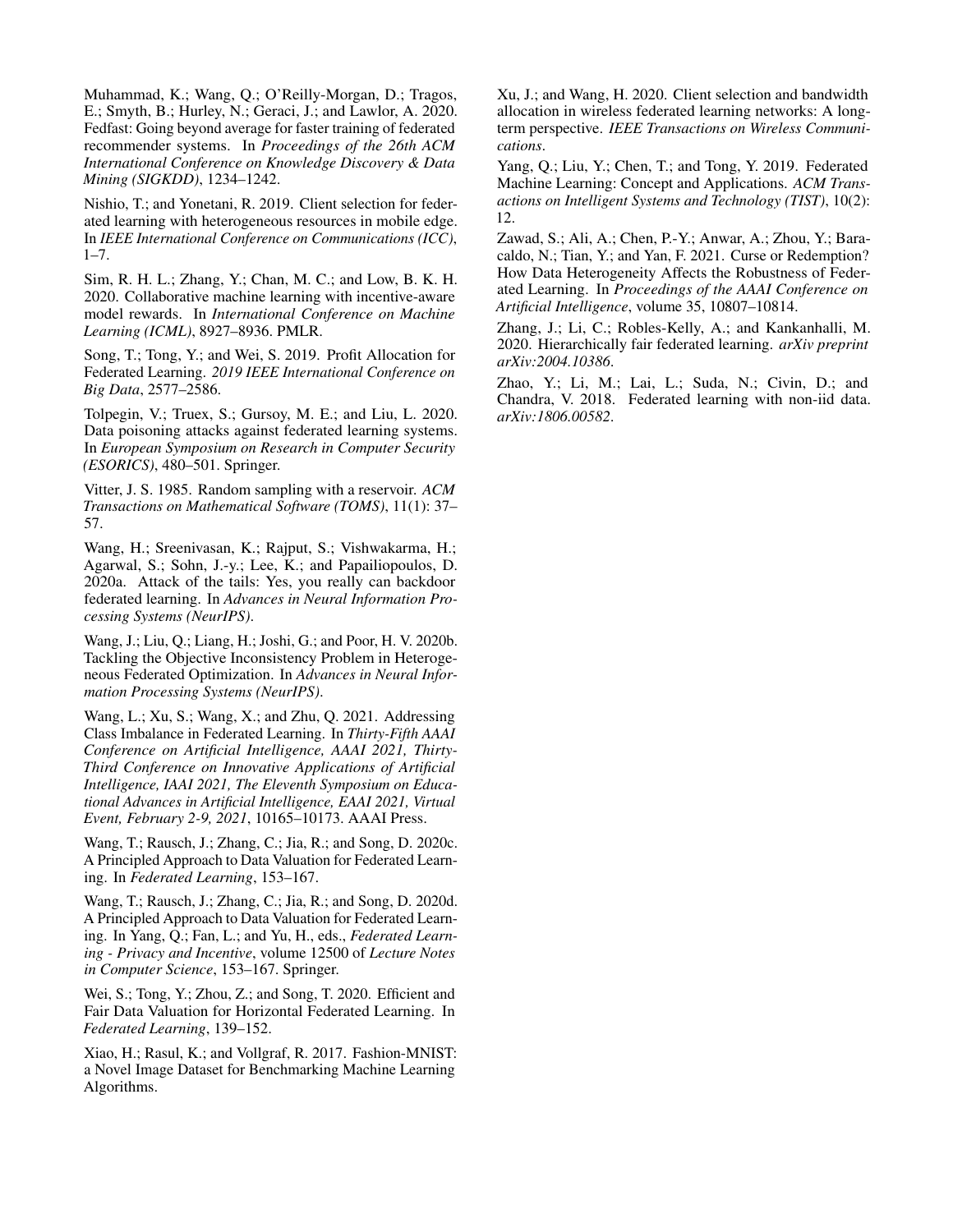Muhammad, K.; Wang, Q.; O'Reilly-Morgan, D.; Tragos, E.; Smyth, B.; Hurley, N.; Geraci, J.; and Lawlor, A. 2020. Fedfast: Going beyond average for faster training of federated recommender systems. In *Proceedings of the 26th ACM International Conference on Knowledge Discovery & Data Mining (SIGKDD)*, 1234–1242.

Nishio, T.; and Yonetani, R. 2019. Client selection for federated learning with heterogeneous resources in mobile edge. In *IEEE International Conference on Communications (ICC)*, 1–7.

Sim, R. H. L.; Zhang, Y.; Chan, M. C.; and Low, B. K. H. 2020. Collaborative machine learning with incentive-aware model rewards. In *International Conference on Machine Learning (ICML)*, 8927–8936. PMLR.

Song, T.; Tong, Y.; and Wei, S. 2019. Profit Allocation for Federated Learning. *2019 IEEE International Conference on Big Data*, 2577–2586.

Tolpegin, V.; Truex, S.; Gursoy, M. E.; and Liu, L. 2020. Data poisoning attacks against federated learning systems. In *European Symposium on Research in Computer Security (ESORICS)*, 480–501. Springer.

Vitter, J. S. 1985. Random sampling with a reservoir. *ACM Transactions on Mathematical Software (TOMS)*, 11(1): 37–57.

Wang, H.; Sreenivasan, K.; Rajput, S.; Vishwakarma, H.; Agarwal, S.; Sohn, J.-y.; Lee, K.; and Papailiopoulos, D. 2020a. Attack of the tails: Yes, you really can backdoor federated learning. In *Advances in Neural Information Processing Systems (NeurIPS)*.

Wang, J.; Liu, Q.; Liang, H.; Joshi, G.; and Poor, H. V. 2020b. Tackling the Objective Inconsistency Problem in Heterogeneous Federated Optimization. In *Advances in Neural Information Processing Systems (NeurIPS)*.

Wang, L.; Xu, S.; Wang, X.; and Zhu, Q. 2021. Addressing Class Imbalance in Federated Learning. In *Thirty-Fifth AAAI Conference on Artificial Intelligence, AAAI 2021, Thirty-Third Conference on Innovative Applications of Artificial Intelligence, IAAI 2021, The Eleventh Symposium on Educational Advances in Artificial Intelligence, EAAI 2021, Virtual Event, February 2-9, 2021*, 10165–10173. AAAI Press.

Wang, T.; Rausch, J.; Zhang, C.; Jia, R.; and Song, D. 2020c. A Principled Approach to Data Valuation for Federated Learning. In *Federated Learning*, 153–167.

Wang, T.; Rausch, J.; Zhang, C.; Jia, R.; and Song, D. 2020d. A Principled Approach to Data Valuation for Federated Learning. In Yang, Q.; Fan, L.; and Yu, H., eds., *Federated Learning - Privacy and Incentive*, volume 12500 of *Lecture Notes in Computer Science*, 153–167. Springer.

Wei, S.; Tong, Y.; Zhou, Z.; and Song, T. 2020. Efficient and Fair Data Valuation for Horizontal Federated Learning. In *Federated Learning*, 139–152.

Xiao, H.; Rasul, K.; and Vollgraf, R. 2017. Fashion-MNIST: a Novel Image Dataset for Benchmarking Machine Learning Algorithms.

Xu, J.; and Wang, H. 2020. Client selection and bandwidth allocation in wireless federated learning networks: A long-term perspective. *IEEE Transactions on Wireless Communications*.

Yang, Q.; Liu, Y.; Chen, T.; and Tong, Y. 2019. Federated Machine Learning: Concept and Applications. *ACM Transactions on Intelligent Systems and Technology (TIST)*, 10(2): 12.

Zawad, S.; Ali, A.; Chen, P.-Y.; Anwar, A.; Zhou, Y.; Baracaldo, N.; Tian, Y.; and Yan, F. 2021. Curse or Redemption? How Data Heterogeneity Affects the Robustness of Federated Learning. In *Proceedings of the AAAI Conference on Artificial Intelligence*, volume 35, 10807–10814.

Zhang, J.; Li, C.; Robles-Kelly, A.; and Kankanhalli, M. 2020. Hierarchically fair federated learning. *arXiv preprint arXiv:2004.10386*.

Zhao, Y.; Li, M.; Lai, L.; Suda, N.; Civin, D.; and Chandra, V. 2018. Federated learning with non-iid data. *arXiv:1806.00582*.